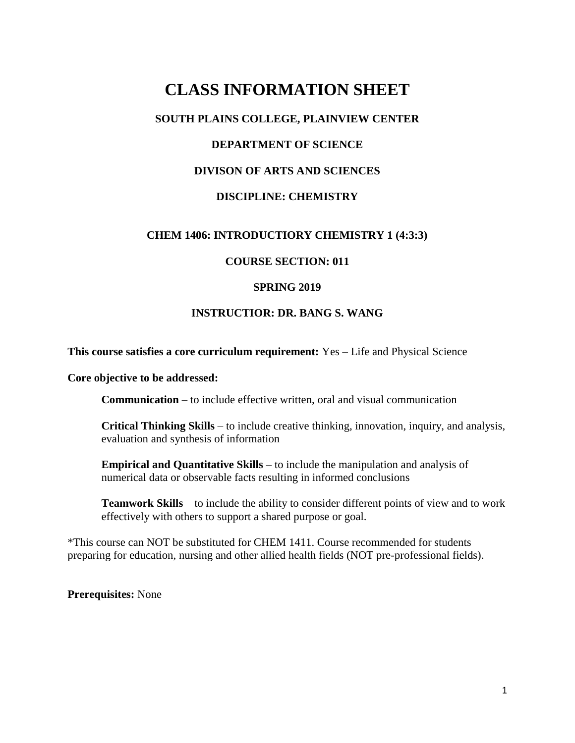# CLASS INFORMATION SHEET

## SOUTH PLAINS COLLEGE, PLAINVIEW CENTER

## DEPARTMENT OF SCIENCE

## DIVISON OF ARTS AND SCIENCES

## DISCIPLINE: CHEMISTRY

### CHEM 1406: INTRODUCTIORY CHEMISTRY 1 (4:3:3)

### COURSE SECTION: 011

### SPRING 2019

### INSTRUCTIOR: DR. BANG S. WANG

**This course satisfies a core curriculum requirement:** Yes – Life and Physical Science

**Core objective to be addressed:**

**Communication** – to include effective written, oral and visual communication

**Critical Thinking Skills** – to include creative thinking, innovation, inquiry, and analysis, evaluation and synthesis of information

**Empirical and Quantitative Skills** – to include the manipulation and analysis of numerical data or observable facts resulting in informed conclusions

**Teamwork Skills** – to include the ability to consider different points of view and to work effectively with others to support a shared purpose or goal.

*This course can NOT be substituted for CHEM 1411. Course recommended for students preparing for education, nursing and other allied health fields (NOT pre-professional fields).

**Prerequisites:** None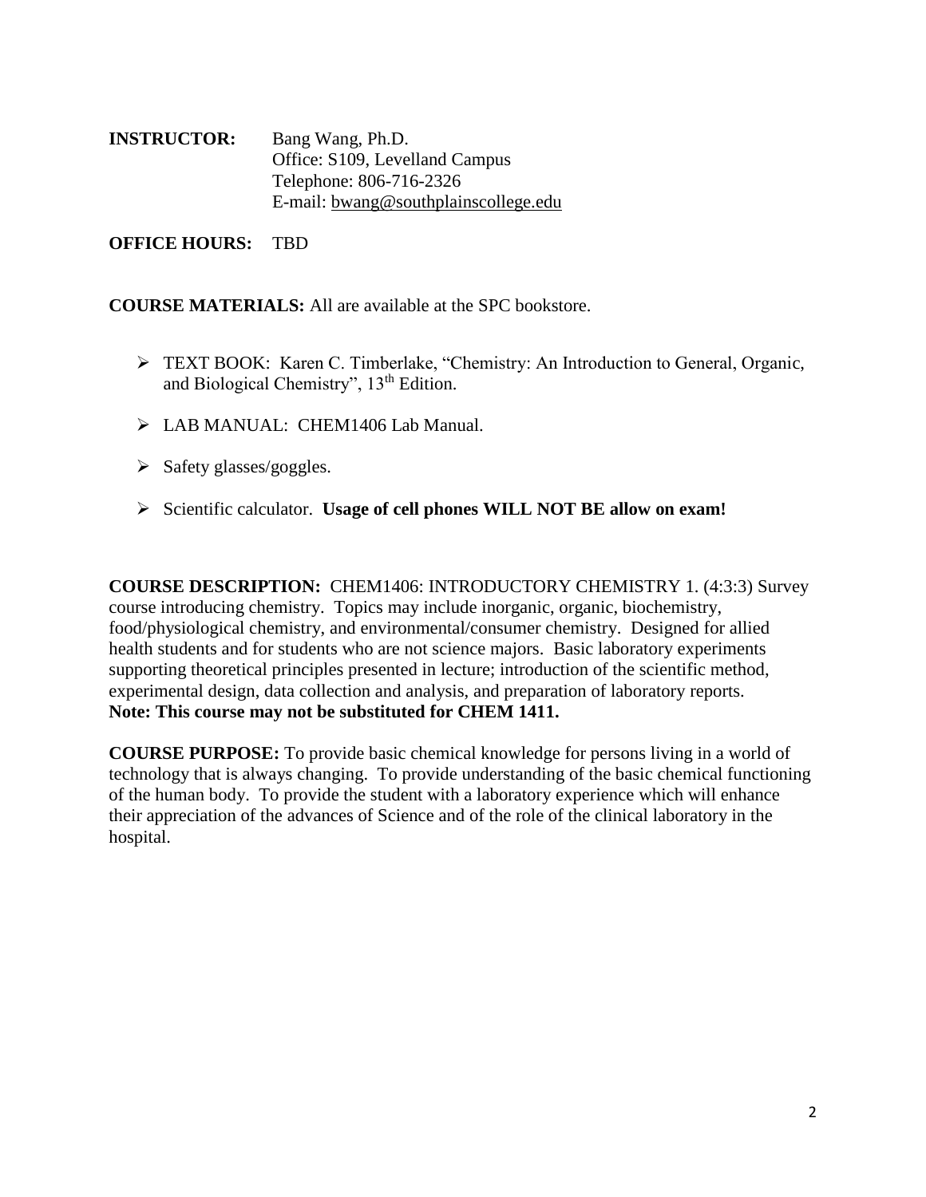**INSTRUCTOR:** Bang Wang, Ph.D.
Office: S109, Levelland Campus
Telephone: 806-716-2326
E-mail: bwang@southplainscollege.edu

**OFFICE HOURS:** TBD

**COURSE MATERIALS:** All are available at the SPC bookstore.

- TEXT BOOK: Karen C. Timberlake, "Chemistry: An Introduction to General, Organic, and Biological Chemistry", 13th Edition.
- LAB MANUAL: CHEM1406 Lab Manual.
- Safety glasses/goggles.
- Scientific calculator. **Usage of cell phones WILL NOT BE allow on exam!**

**COURSE DESCRIPTION:** CHEM1406: INTRODUCTORY CHEMISTRY 1. (4:3:3) Survey course introducing chemistry. Topics may include inorganic, organic, biochemistry, food/physiological chemistry, and environmental/consumer chemistry. Designed for allied health students and for students who are not science majors. Basic laboratory experiments supporting theoretical principles presented in lecture; introduction of the scientific method, experimental design, data collection and analysis, and preparation of laboratory reports. **Note: This course may not be substituted for CHEM 1411.**

**COURSE PURPOSE:** To provide basic chemical knowledge for persons living in a world of technology that is always changing. To provide understanding of the basic chemical functioning of the human body. To provide the student with a laboratory experience which will enhance their appreciation of the advances of Science and of the role of the clinical laboratory in the hospital.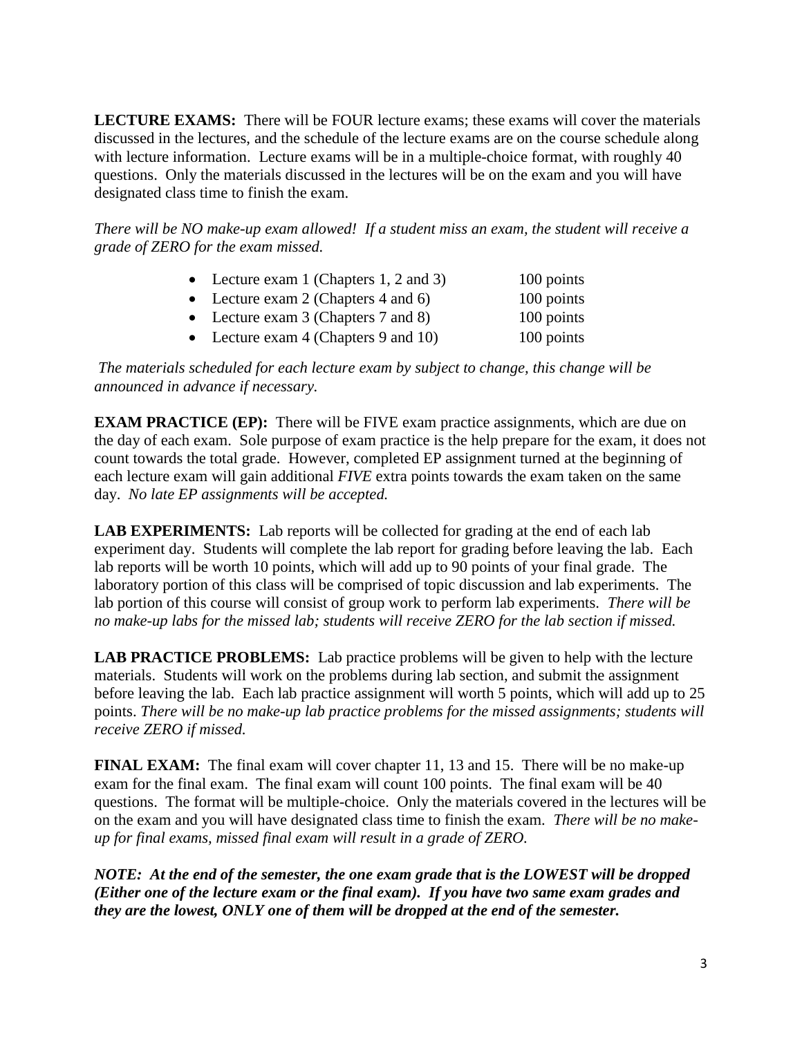**LECTURE EXAMS:** There will be FOUR lecture exams; these exams will cover the materials discussed in the lectures, and the schedule of the lecture exams are on the course schedule along with lecture information. Lecture exams will be in a multiple-choice format, with roughly 40 questions. Only the materials discussed in the lectures will be on the exam and you will have designated class time to finish the exam.

*There will be NO make-up exam allowed! If a student miss an exam, the student will receive a grade of ZERO for the exam missed.*

- Lecture exam 1 (Chapters 1, 2 and 3) 100 points
- Lecture exam 2 (Chapters 4 and 6) 100 points
- Lecture exam 3 (Chapters 7 and 8) 100 points
- Lecture exam 4 (Chapters 9 and 10) 100 points

*The materials scheduled for each lecture exam by subject to change, this change will be announced in advance if necessary.*

**EXAM PRACTICE (EP):** There will be FIVE exam practice assignments, which are due on the day of each exam. Sole purpose of exam practice is the help prepare for the exam, it does not count towards the total grade. However, completed EP assignment turned at the beginning of each lecture exam will gain additional *FIVE* extra points towards the exam taken on the same day. *No late EP assignments will be accepted.*

**LAB EXPERIMENTS:** Lab reports will be collected for grading at the end of each lab experiment day. Students will complete the lab report for grading before leaving the lab. Each lab reports will be worth 10 points, which will add up to 90 points of your final grade. The laboratory portion of this class will be comprised of topic discussion and lab experiments. The lab portion of this course will consist of group work to perform lab experiments. *There will be no make-up labs for the missed lab; students will receive ZERO for the lab section if missed.*

**LAB PRACTICE PROBLEMS:** Lab practice problems will be given to help with the lecture materials. Students will work on the problems during lab section, and submit the assignment before leaving the lab. Each lab practice assignment will worth 5 points, which will add up to 25 points. *There will be no make-up lab practice problems for the missed assignments; students will receive ZERO if missed.*

**FINAL EXAM:** The final exam will cover chapter 11, 13 and 15. There will be no make-up exam for the final exam. The final exam will count 100 points. The final exam will be 40 questions. The format will be multiple-choice. Only the materials covered in the lectures will be on the exam and you will have designated class time to finish the exam. *There will be no make-up for final exams, missed final exam will result in a grade of ZERO.*

***NOTE: At the end of the semester, the one exam grade that is the LOWEST will be dropped (Either one of the lecture exam or the final exam). If you have two same exam grades and they are the lowest, ONLY one of them will be dropped at the end of the semester.***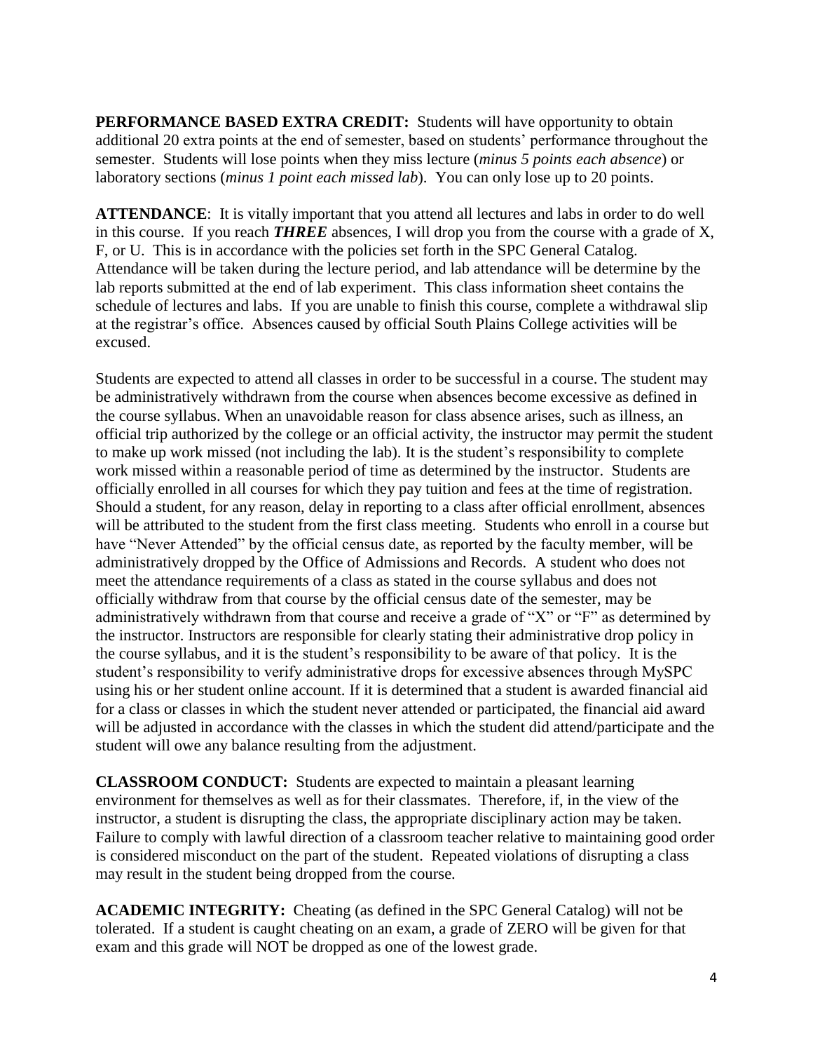**PERFORMANCE BASED EXTRA CREDIT:** Students will have opportunity to obtain additional 20 extra points at the end of semester, based on students' performance throughout the semester. Students will lose points when they miss lecture (*minus 5 points each absence*) or laboratory sections (*minus 1 point each missed lab*). You can only lose up to 20 points.

**ATTENDANCE**: It is vitally important that you attend all lectures and labs in order to do well in this course. If you reach ***THREE*** absences, I will drop you from the course with a grade of X, F, or U. This is in accordance with the policies set forth in the SPC General Catalog. Attendance will be taken during the lecture period, and lab attendance will be determine by the lab reports submitted at the end of lab experiment. This class information sheet contains the schedule of lectures and labs. If you are unable to finish this course, complete a withdrawal slip at the registrar's office. Absences caused by official South Plains College activities will be excused.

Students are expected to attend all classes in order to be successful in a course. The student may be administratively withdrawn from the course when absences become excessive as defined in the course syllabus. When an unavoidable reason for class absence arises, such as illness, an official trip authorized by the college or an official activity, the instructor may permit the student to make up work missed (not including the lab). It is the student's responsibility to complete work missed within a reasonable period of time as determined by the instructor. Students are officially enrolled in all courses for which they pay tuition and fees at the time of registration. Should a student, for any reason, delay in reporting to a class after official enrollment, absences will be attributed to the student from the first class meeting. Students who enroll in a course but have "Never Attended" by the official census date, as reported by the faculty member, will be administratively dropped by the Office of Admissions and Records. A student who does not meet the attendance requirements of a class as stated in the course syllabus and does not officially withdraw from that course by the official census date of the semester, may be administratively withdrawn from that course and receive a grade of "X" or "F" as determined by the instructor. Instructors are responsible for clearly stating their administrative drop policy in the course syllabus, and it is the student's responsibility to be aware of that policy. It is the student's responsibility to verify administrative drops for excessive absences through MySPC using his or her student online account. If it is determined that a student is awarded financial aid for a class or classes in which the student never attended or participated, the financial aid award will be adjusted in accordance with the classes in which the student did attend/participate and the student will owe any balance resulting from the adjustment.

**CLASSROOM CONDUCT:** Students are expected to maintain a pleasant learning environment for themselves as well as for their classmates. Therefore, if, in the view of the instructor, a student is disrupting the class, the appropriate disciplinary action may be taken. Failure to comply with lawful direction of a classroom teacher relative to maintaining good order is considered misconduct on the part of the student. Repeated violations of disrupting a class may result in the student being dropped from the course.

**ACADEMIC INTEGRITY:** Cheating (as defined in the SPC General Catalog) will not be tolerated. If a student is caught cheating on an exam, a grade of ZERO will be given for that exam and this grade will NOT be dropped as one of the lowest grade.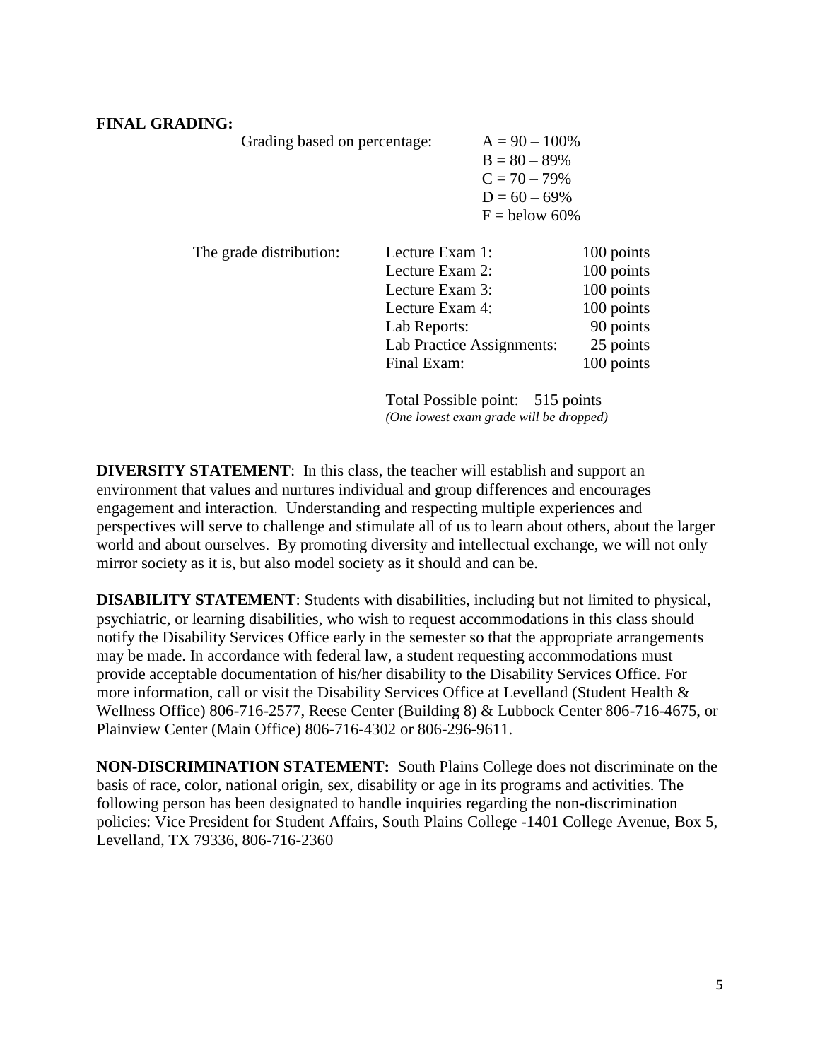**FINAL GRADING:**

Grading based on percentage:

A = 90 – 100%
B = 80 – 89%
C = 70 – 79%
D = 60 – 69%
F = below 60%

The grade distribution:

| Item | Points |
|---|---|
| Lecture Exam 1: | 100 points |
| Lecture Exam 2: | 100 points |
| Lecture Exam 3: | 100 points |
| Lecture Exam 4: | 100 points |
| Lab Reports: | 90 points |
| Lab Practice Assignments: | 25 points |
| Final Exam: | 100 points |

Total Possible point: 515 points
*(One lowest exam grade will be dropped)*

**DIVERSITY STATEMENT**: In this class, the teacher will establish and support an environment that values and nurtures individual and group differences and encourages engagement and interaction. Understanding and respecting multiple experiences and perspectives will serve to challenge and stimulate all of us to learn about others, about the larger world and about ourselves. By promoting diversity and intellectual exchange, we will not only mirror society as it is, but also model society as it should and can be.

**DISABILITY STATEMENT**: Students with disabilities, including but not limited to physical, psychiatric, or learning disabilities, who wish to request accommodations in this class should notify the Disability Services Office early in the semester so that the appropriate arrangements may be made. In accordance with federal law, a student requesting accommodations must provide acceptable documentation of his/her disability to the Disability Services Office. For more information, call or visit the Disability Services Office at Levelland (Student Health & Wellness Office) 806-716-2577, Reese Center (Building 8) & Lubbock Center 806-716-4675, or Plainview Center (Main Office) 806-716-4302 or 806-296-9611.

**NON-DISCRIMINATION STATEMENT:** South Plains College does not discriminate on the basis of race, color, national origin, sex, disability or age in its programs and activities. The following person has been designated to handle inquiries regarding the non-discrimination policies: Vice President for Student Affairs, South Plains College -1401 College Avenue, Box 5, Levelland, TX 79336, 806-716-2360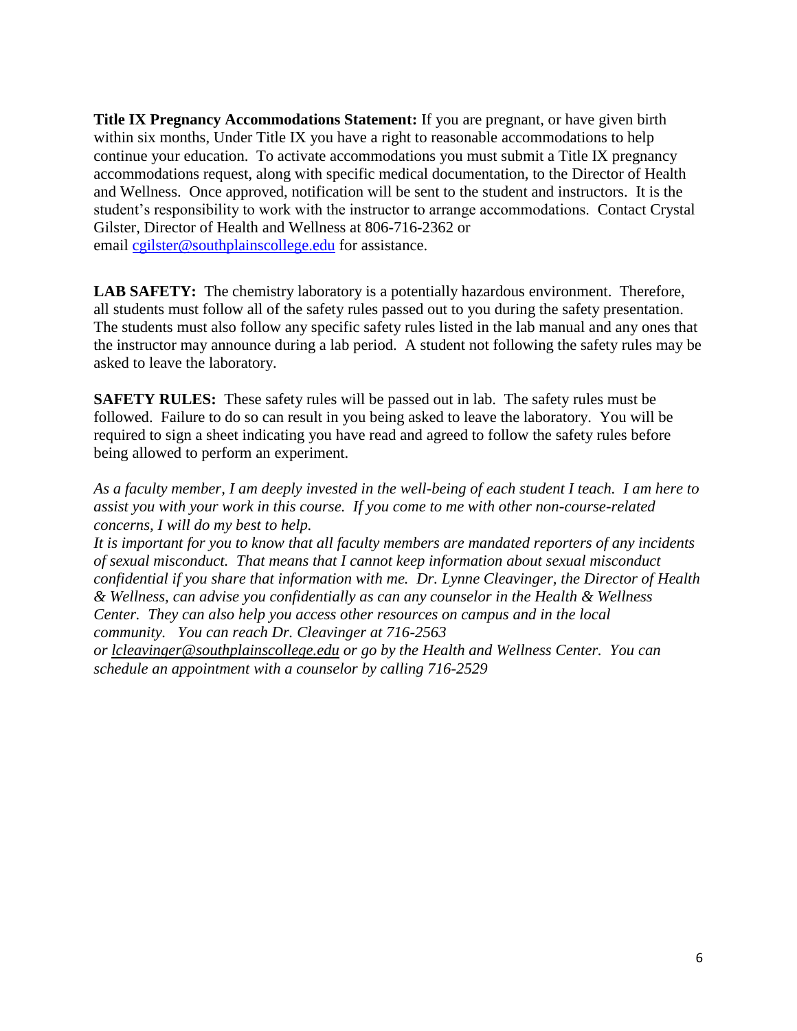**Title IX Pregnancy Accommodations Statement:** If you are pregnant, or have given birth within six months, Under Title IX you have a right to reasonable accommodations to help continue your education. To activate accommodations you must submit a Title IX pregnancy accommodations request, along with specific medical documentation, to the Director of Health and Wellness. Once approved, notification will be sent to the student and instructors. It is the student's responsibility to work with the instructor to arrange accommodations. Contact Crystal Gilster, Director of Health and Wellness at 806-716-2362 or email cgilster@southplainscollege.edu for assistance.

**LAB SAFETY:** The chemistry laboratory is a potentially hazardous environment. Therefore, all students must follow all of the safety rules passed out to you during the safety presentation. The students must also follow any specific safety rules listed in the lab manual and any ones that the instructor may announce during a lab period. A student not following the safety rules may be asked to leave the laboratory.

**SAFETY RULES:** These safety rules will be passed out in lab. The safety rules must be followed. Failure to do so can result in you being asked to leave the laboratory. You will be required to sign a sheet indicating you have read and agreed to follow the safety rules before being allowed to perform an experiment.

*As a faculty member, I am deeply invested in the well-being of each student I teach. I am here to assist you with your work in this course. If you come to me with other non-course-related concerns, I will do my best to help.*

*It is important for you to know that all faculty members are mandated reporters of any incidents of sexual misconduct. That means that I cannot keep information about sexual misconduct confidential if you share that information with me. Dr. Lynne Cleavinger, the Director of Health & Wellness, can advise you confidentially as can any counselor in the Health & Wellness Center. They can also help you access other resources on campus and in the local community. You can reach Dr. Cleavinger at 716-2563 or lcleavinger@southplainscollege.edu or go by the Health and Wellness Center. You can schedule an appointment with a counselor by calling 716-2529*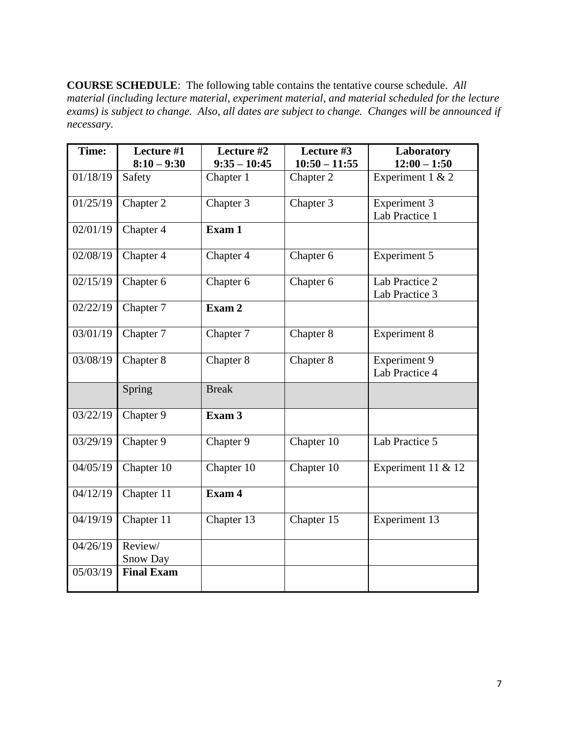**COURSE SCHEDULE**: The following table contains the tentative course schedule. *All material (including lecture material, experiment material, and material scheduled for the lecture exams) is subject to change. Also, all dates are subject to change. Changes will be announced if necessary.*

| Time: | Lecture #1 8:10 – 9:30 | Lecture #2 9:35 – 10:45 | Lecture #3 10:50 – 11:55 | Laboratory 12:00 – 1:50 |
|---|---|---|---|---|
| 01/18/19 | Safety | Chapter 1 | Chapter 2 | Experiment 1 & 2 |
| 01/25/19 | Chapter 2 | Chapter 3 | Chapter 3 | Experiment 3 Lab Practice 1 |
| 02/01/19 | Chapter 4 | **Exam 1** | | |
| 02/08/19 | Chapter 4 | Chapter 4 | Chapter 6 | Experiment 5 |
| 02/15/19 | Chapter 6 | Chapter 6 | Chapter 6 | Lab Practice 2 Lab Practice 3 |
| 02/22/19 | Chapter 7 | **Exam 2** | | |
| 03/01/19 | Chapter 7 | Chapter 7 | Chapter 8 | Experiment 8 |
| 03/08/19 | Chapter 8 | Chapter 8 | Chapter 8 | Experiment 9 Lab Practice 4 |
| | Spring | Break | | |
| 03/22/19 | Chapter 9 | **Exam 3** | | |
| 03/29/19 | Chapter 9 | Chapter 9 | Chapter 10 | Lab Practice 5 |
| 04/05/19 | Chapter 10 | Chapter 10 | Chapter 10 | Experiment 11 & 12 |
| 04/12/19 | Chapter 11 | **Exam 4** | | |
| 04/19/19 | Chapter 11 | Chapter 13 | Chapter 15 | Experiment 13 |
| 04/26/19 | Review/ Snow Day | | | |
| 05/03/19 | **Final Exam** | | | |